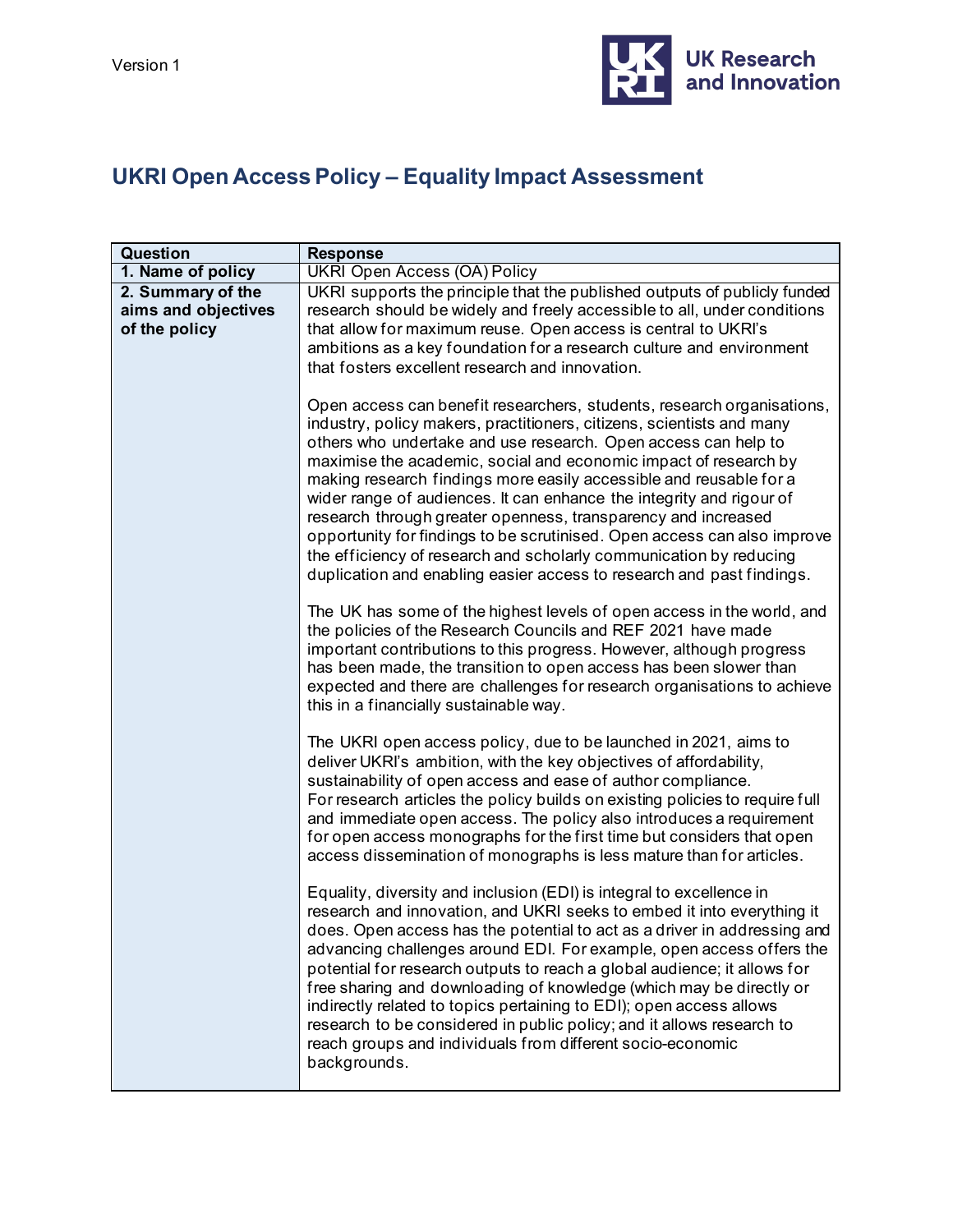Version 1

# UKRI Open Access Policy – Equality Impact Assessment

| Question | Response |
| --- | --- |
| **1. Name of policy** | UKRI Open Access (OA) Policy |
| **2. Summary of the aims and objectives of the policy** | UKRI supports the principle that the published outputs of publicly funded research should be widely and freely accessible to all, under conditions that allow for maximum reuse. Open access is central to UKRI's ambitions as a key foundation for a research culture and environment that fosters excellent research and innovation.<br><br>Open access can benefit researchers, students, research organisations, industry, policy makers, practitioners, citizens, scientists and many others who undertake and use research. Open access can help to maximise the academic, social and economic impact of research by making research findings more easily accessible and reusable for a wider range of audiences. It can enhance the integrity and rigour of research through greater openness, transparency and increased opportunity for findings to be scrutinised. Open access can also improve the efficiency of research and scholarly communication by reducing duplication and enabling easier access to research and past findings.<br><br>The UK has some of the highest levels of open access in the world, and the policies of the Research Councils and REF 2021 have made important contributions to this progress. However, although progress has been made, the transition to open access has been slower than expected and there are challenges for research organisations to achieve this in a financially sustainable way.<br><br>The UKRI open access policy, due to be launched in 2021, aims to deliver UKRI's ambition, with the key objectives of affordability, sustainability of open access and ease of author compliance. For research articles the policy builds on existing policies to require full and immediate open access. The policy also introduces a requirement for open access monographs for the first time but considers that open access dissemination of monographs is less mature than for articles.<br><br>Equality, diversity and inclusion (EDI) is integral to excellence in research and innovation, and UKRI seeks to embed it into everything it does. Open access has the potential to act as a driver in addressing and advancing challenges around EDI. For example, open access offers the potential for research outputs to reach a global audience; it allows for free sharing and downloading of knowledge (which may be directly or indirectly related to topics pertaining to EDI); open access allows research to be considered in public policy; and it allows research to reach groups and individuals from different socio-economic backgrounds. |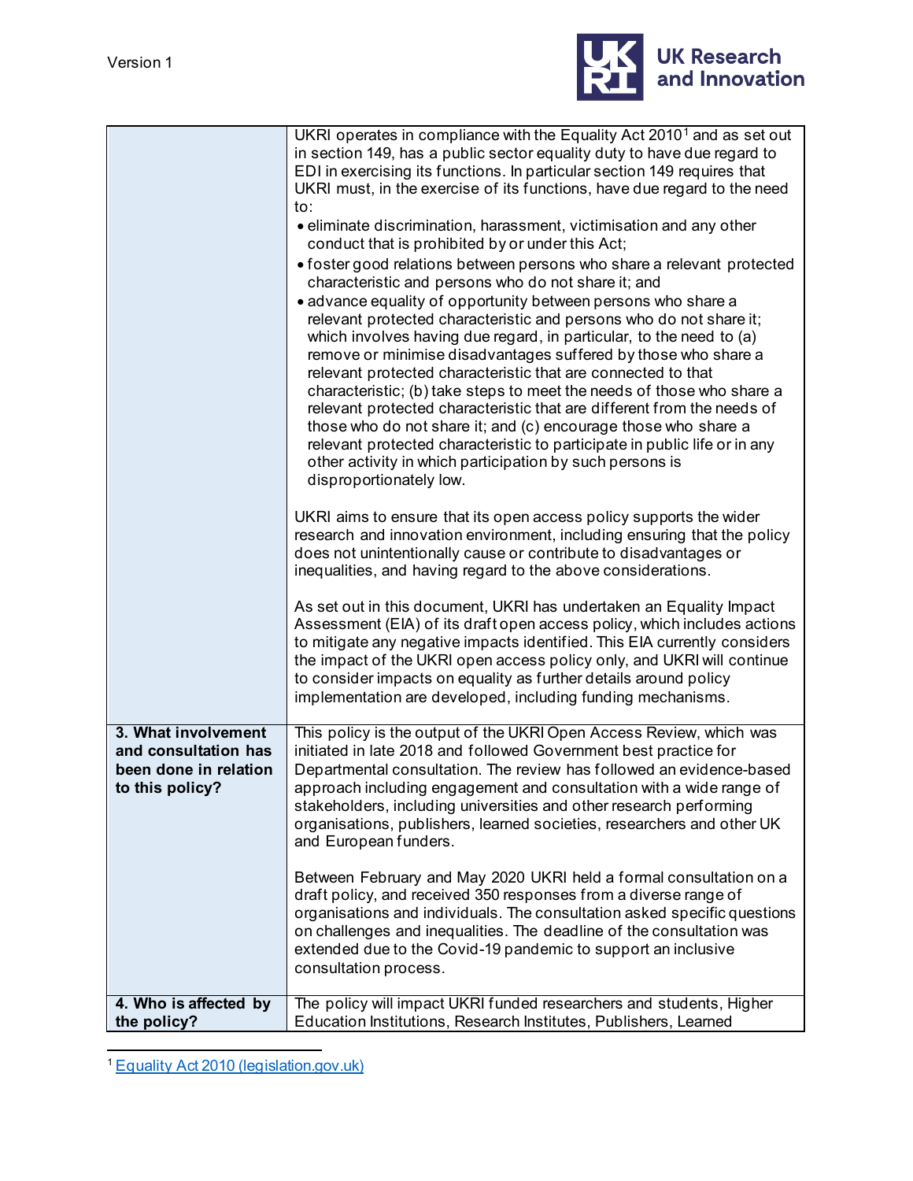| | |
|---|---|
| | UKRI operates in compliance with the Equality Act 2010[1] and as set out in section 149, has a public sector equality duty to have due regard to EDI in exercising its functions. In particular section 149 requires that UKRI must, in the exercise of its functions, have due regard to the need to:<br>• eliminate discrimination, harassment, victimisation and any other conduct that is prohibited by or under this Act;<br>• foster good relations between persons who share a relevant protected characteristic and persons who do not share it; and<br>• advance equality of opportunity between persons who share a relevant protected characteristic and persons who do not share it; which involves having due regard, in particular, to the need to (a) remove or minimise disadvantages suffered by those who share a relevant protected characteristic that are connected to that characteristic; (b) take steps to meet the needs of those who share a relevant protected characteristic that are different from the needs of those who do not share it; and (c) encourage those who share a relevant protected characteristic to participate in public life or in any other activity in which participation by such persons is disproportionately low.<br><br>UKRI aims to ensure that its open access policy supports the wider research and innovation environment, including ensuring that the policy does not unintentionally cause or contribute to disadvantages or inequalities, and having regard to the above considerations.<br><br>As set out in this document, UKRI has undertaken an Equality Impact Assessment (EIA) of its draft open access policy, which includes actions to mitigate any negative impacts identified. This EIA currently considers the impact of the UKRI open access policy only, and UKRI will continue to consider impacts on equality as further details around policy implementation are developed, including funding mechanisms. |
| **3. What involvement and consultation has been done in relation to this policy?** | This policy is the output of the UKRI Open Access Review, which was initiated in late 2018 and followed Government best practice for Departmental consultation. The review has followed an evidence-based approach including engagement and consultation with a wide range of stakeholders, including universities and other research performing organisations, publishers, learned societies, researchers and other UK and European funders.<br><br>Between February and May 2020 UKRI held a formal consultation on a draft policy, and received 350 responses from a diverse range of organisations and individuals. The consultation asked specific questions on challenges and inequalities. The deadline of the consultation was extended due to the Covid-19 pandemic to support an inclusive consultation process. |
| **4. Who is affected by the policy?** | The policy will impact UKRI funded researchers and students, Higher Education Institutions, Research Institutes, Publishers, Learned |

[1] Equality Act 2010 (legislation.gov.uk)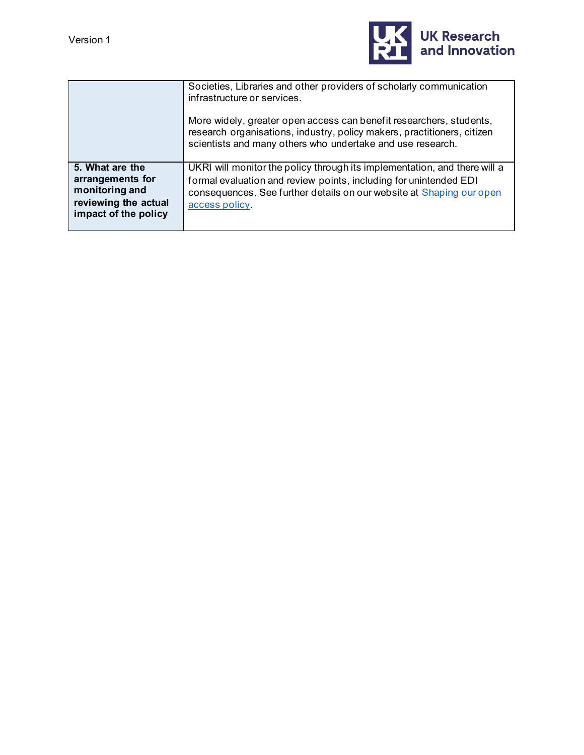| | |
|---|---|
| | Societies, Libraries and other providers of scholarly communication infrastructure or services.<br><br>More widely, greater open access can benefit researchers, students, research organisations, industry, policy makers, practitioners, citizen scientists and many others who undertake and use research. |
| **5. What are the arrangements for monitoring and reviewing the actual impact of the policy** | UKRI will monitor the policy through its implementation, and there will a formal evaluation and review points, including for unintended EDI consequences. See further details on our website at Shaping our open access policy. |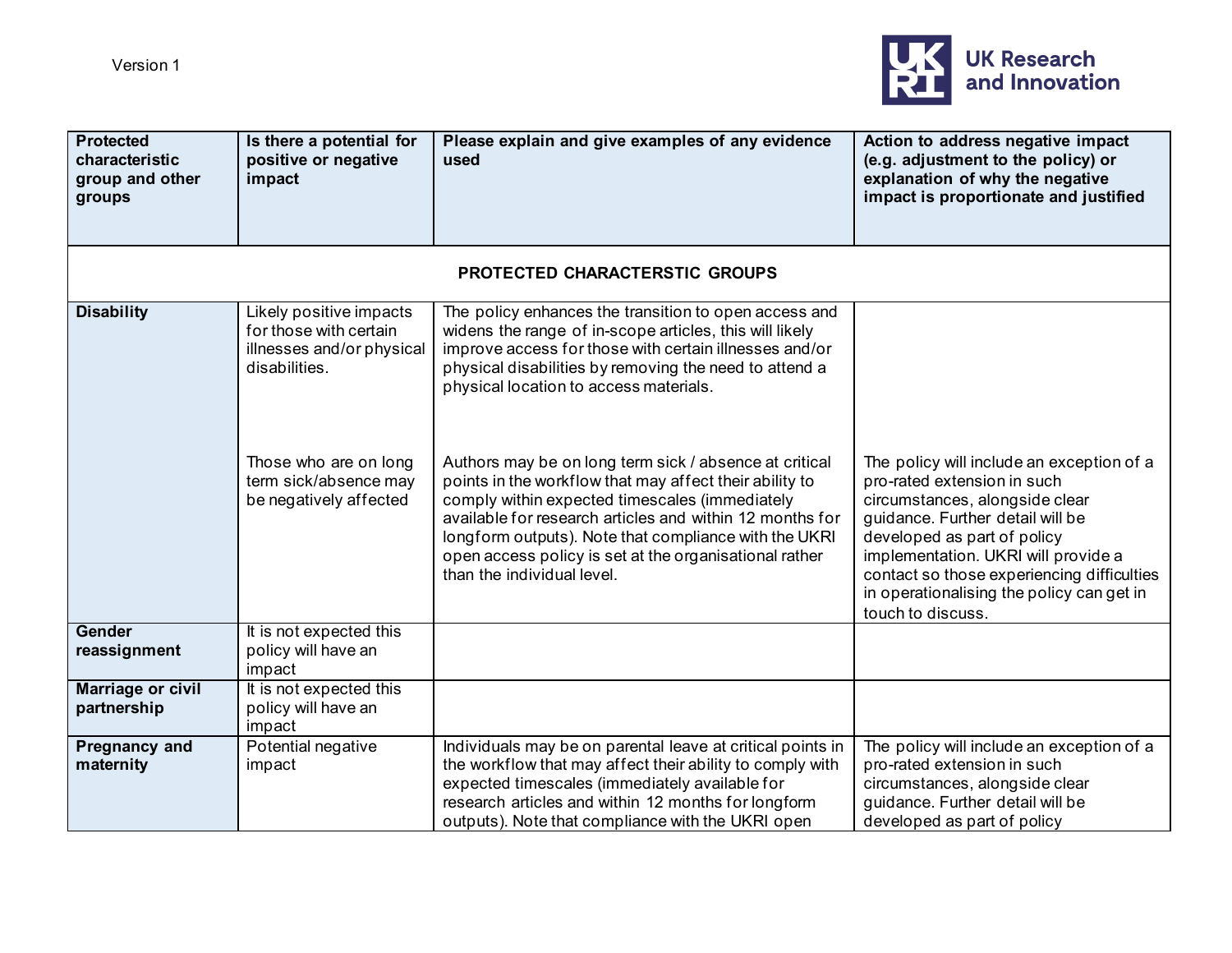Version 1

| Protected characteristic group and other groups | Is there a potential for positive or negative impact | Please explain and give examples of any evidence used | Action to address negative impact (e.g. adjustment to the policy) or explanation of why the negative impact is proportionate and justified |
|---|---|---|---|
| | | **PROTECTED CHARACTERSTIC GROUPS** | |
| **Disability** | Likely positive impacts for those with certain illnesses and/or physical disabilities. | The policy enhances the transition to open access and widens the range of in-scope articles, this will likely improve access for those with certain illnesses and/or physical disabilities by removing the need to attend a physical location to access materials. | |
| | Those who are on long term sick/absence may be negatively affected | Authors may be on long term sick / absence at critical points in the workflow that may affect their ability to comply within expected timescales (immediately available for research articles and within 12 months for longform outputs). Note that compliance with the UKRI open access policy is set at the organisational rather than the individual level. | The policy will include an exception of a pro-rated extension in such circumstances, alongside clear guidance. Further detail will be developed as part of policy implementation. UKRI will provide a contact so those experiencing difficulties in operationalising the policy can get in touch to discuss. |
| **Gender reassignment** | It is not expected this policy will have an impact | | |
| **Marriage or civil partnership** | It is not expected this policy will have an impact | | |
| **Pregnancy and maternity** | Potential negative impact | Individuals may be on parental leave at critical points in the workflow that may affect their ability to comply with expected timescales (immediately available for research articles and within 12 months for longform outputs). Note that compliance with the UKRI open | The policy will include an exception of a pro-rated extension in such circumstances, alongside clear guidance. Further detail will be developed as part of policy |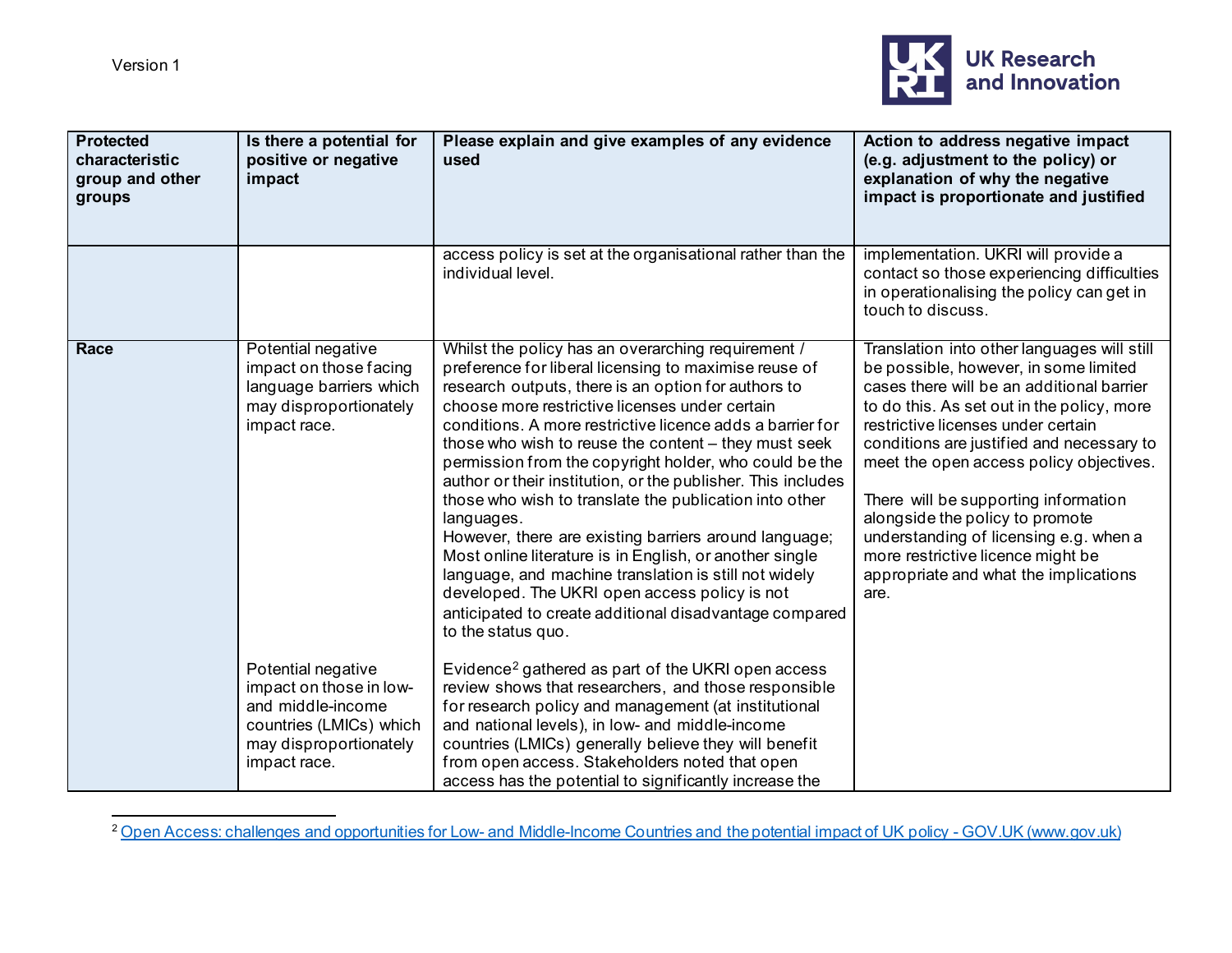| Protected characteristic group and other groups | Is there a potential for positive or negative impact | Please explain and give examples of any evidence used | Action to address negative impact (e.g. adjustment to the policy) or explanation of why the negative impact is proportionate and justified |
|---|---|---|---|
| | | access policy is set at the organisational rather than the individual level. | implementation. UKRI will provide a contact so those experiencing difficulties in operationalising the policy can get in touch to discuss. |
| **Race** | Potential negative impact on those facing language barriers which may disproportionately impact race. | Whilst the policy has an overarching requirement / preference for liberal licensing to maximise reuse of research outputs, there is an option for authors to choose more restrictive licenses under certain conditions. A more restrictive licence adds a barrier for those who wish to reuse the content – they must seek permission from the copyright holder, who could be the author or their institution, or the publisher. This includes those who wish to translate the publication into other languages.<br>However, there are existing barriers around language; Most online literature is in English, or another single language, and machine translation is still not widely developed. The UKRI open access policy is not anticipated to create additional disadvantage compared to the status quo. | Translation into other languages will still be possible, however, in some limited cases there will be an additional barrier to do this. As set out in the policy, more restrictive licenses under certain conditions are justified and necessary to meet the open access policy objectives.<br><br>There will be supporting information alongside the policy to promote understanding of licensing e.g. when a more restrictive licence might be appropriate and what the implications are. |
| | Potential negative impact on those in low- and middle-income countries (LMICs) which may disproportionately impact race. | Evidence[2] gathered as part of the UKRI open access review shows that researchers, and those responsible for research policy and management (at institutional and national levels), in low- and middle-income countries (LMICs) generally believe they will benefit from open access. Stakeholders noted that open access has the potential to significantly increase the | |

[2] Open Access: challenges and opportunities for Low- and Middle-Income Countries and the potential impact of UK policy - GOV.UK (www.gov.uk)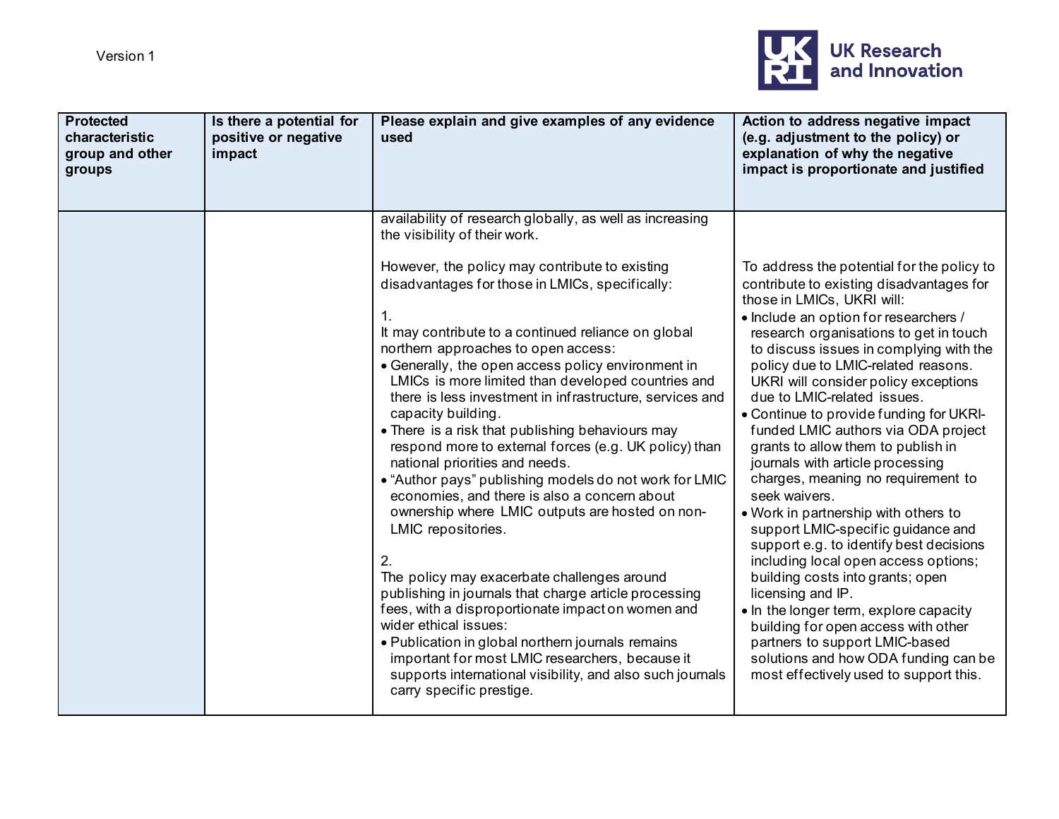| Protected characteristic group and other groups | Is there a potential for positive or negative impact | Please explain and give examples of any evidence used | Action to address negative impact (e.g. adjustment to the policy) or explanation of why the negative impact is proportionate and justified |
|---|---|---|---|
| | | availability of research globally, as well as increasing the visibility of their work.<br><br>However, the policy may contribute to existing disadvantages for those in LMICs, specifically:<br><br>1.<br>It may contribute to a continued reliance on global northern approaches to open access:<br>• Generally, the open access policy environment in LMICs is more limited than developed countries and there is less investment in infrastructure, services and capacity building.<br>• There is a risk that publishing behaviours may respond more to external forces (e.g. UK policy) than national priorities and needs.<br>• "Author pays" publishing models do not work for LMIC economies, and there is also a concern about ownership where LMIC outputs are hosted on non-LMIC repositories.<br><br>2.<br>The policy may exacerbate challenges around publishing in journals that charge article processing fees, with a disproportionate impact on women and wider ethical issues:<br>• Publication in global northern journals remains important for most LMIC researchers, because it supports international visibility, and also such journals carry specific prestige. | To address the potential for the policy to contribute to existing disadvantages for those in LMICs, UKRI will:<br>• Include an option for researchers / research organisations to get in touch to discuss issues in complying with the policy due to LMIC-related reasons. UKRI will consider policy exceptions due to LMIC-related issues.<br>• Continue to provide funding for UKRI-funded LMIC authors via ODA project grants to allow them to publish in journals with article processing charges, meaning no requirement to seek waivers.<br>• Work in partnership with others to support LMIC-specific guidance and support e.g. to identify best decisions including local open access options; building costs into grants; open licensing and IP.<br>• In the longer term, explore capacity building for open access with other partners to support LMIC-based solutions and how ODA funding can be most effectively used to support this. |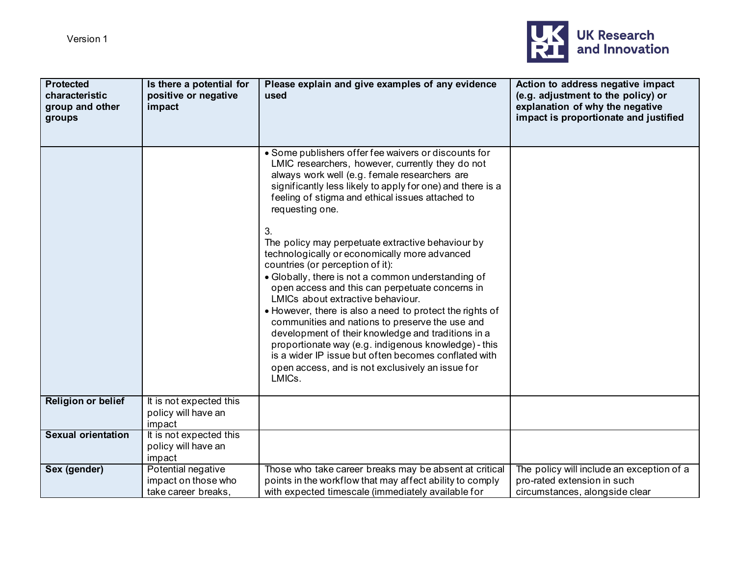| Protected characteristic group and other groups | Is there a potential for positive or negative impact | Please explain and give examples of any evidence used | Action to address negative impact (e.g. adjustment to the policy) or explanation of why the negative impact is proportionate and justified |
|---|---|---|---|
| | | • Some publishers offer fee waivers or discounts for LMIC researchers, however, currently they do not always work well (e.g. female researchers are significantly less likely to apply for one) and there is a feeling of stigma and ethical issues attached to requesting one.<br><br>3.<br>The policy may perpetuate extractive behaviour by technologically or economically more advanced countries (or perception of it):<br>• Globally, there is not a common understanding of open access and this can perpetuate concerns in LMICs about extractive behaviour.<br>• However, there is also a need to protect the rights of communities and nations to preserve the use and development of their knowledge and traditions in a proportionate way (e.g. indigenous knowledge) - this is a wider IP issue but often becomes conflated with open access, and is not exclusively an issue for LMICs. | |
| **Religion or belief** | It is not expected this policy will have an impact | | |
| **Sexual orientation** | It is not expected this policy will have an impact | | |
| **Sex (gender)** | Potential negative impact on those who take career breaks, | Those who take career breaks may be absent at critical points in the workflow that may affect ability to comply with expected timescale (immediately available for | The policy will include an exception of a pro-rated extension in such circumstances, alongside clear |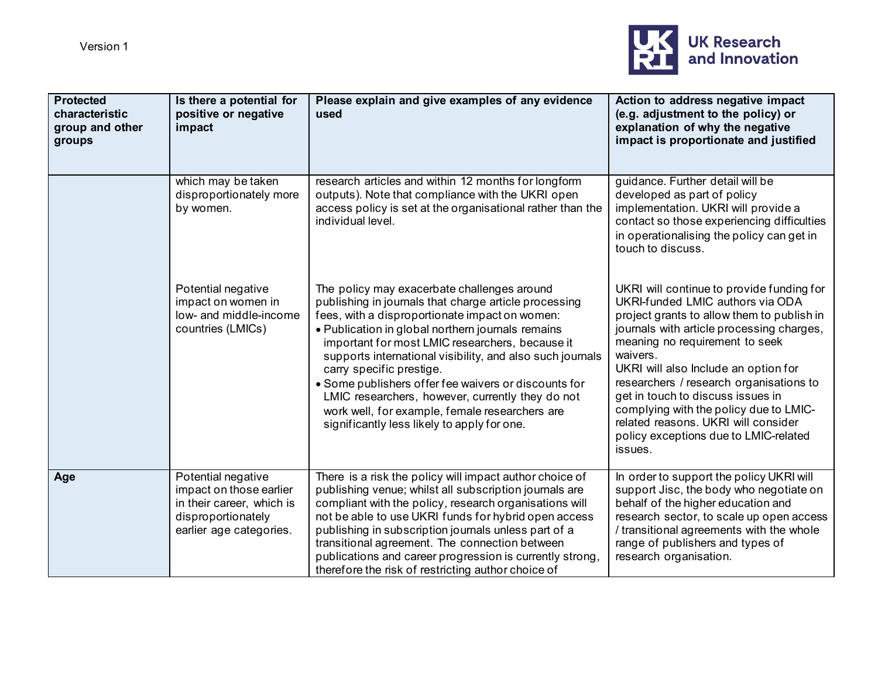| Protected characteristic group and other groups | Is there a potential for positive or negative impact | Please explain and give examples of any evidence used | Action to address negative impact (e.g. adjustment to the policy) or explanation of why the negative impact is proportionate and justified |
|---|---|---|---|
| | which may be taken disproportionately more by women. | research articles and within 12 months for longform outputs). Note that compliance with the UKRI open access policy is set at the organisational rather than the individual level. | guidance. Further detail will be developed as part of policy implementation. UKRI will provide a contact so those experiencing difficulties in operationalising the policy can get in touch to discuss. |
| | Potential negative impact on women in low- and middle-income countries (LMICs) | The policy may exacerbate challenges around publishing in journals that charge article processing fees, with a disproportionate impact on women:<br>• Publication in global northern journals remains important for most LMIC researchers, because it supports international visibility, and also such journals carry specific prestige.<br>• Some publishers offer fee waivers or discounts for LMIC researchers, however, currently they do not work well, for example, female researchers are significantly less likely to apply for one. | UKRI will continue to provide funding for UKRI-funded LMIC authors via ODA project grants to allow them to publish in journals with article processing charges, meaning no requirement to seek waivers.<br>UKRI will also Include an option for researchers / research organisations to get in touch to discuss issues in complying with the policy due to LMIC-related reasons. UKRI will consider policy exceptions due to LMIC-related issues. |
| **Age** | Potential negative impact on those earlier in their career, which is disproportionately earlier age categories. | There is a risk the policy will impact author choice of publishing venue; whilst all subscription journals are compliant with the policy, research organisations will not be able to use UKRI funds for hybrid open access publishing in subscription journals unless part of a transitional agreement. The connection between publications and career progression is currently strong, therefore the risk of restricting author choice of | In order to support the policy UKRI will support Jisc, the body who negotiate on behalf of the higher education and research sector, to scale up open access / transitional agreements with the whole range of publishers and types of research organisation. |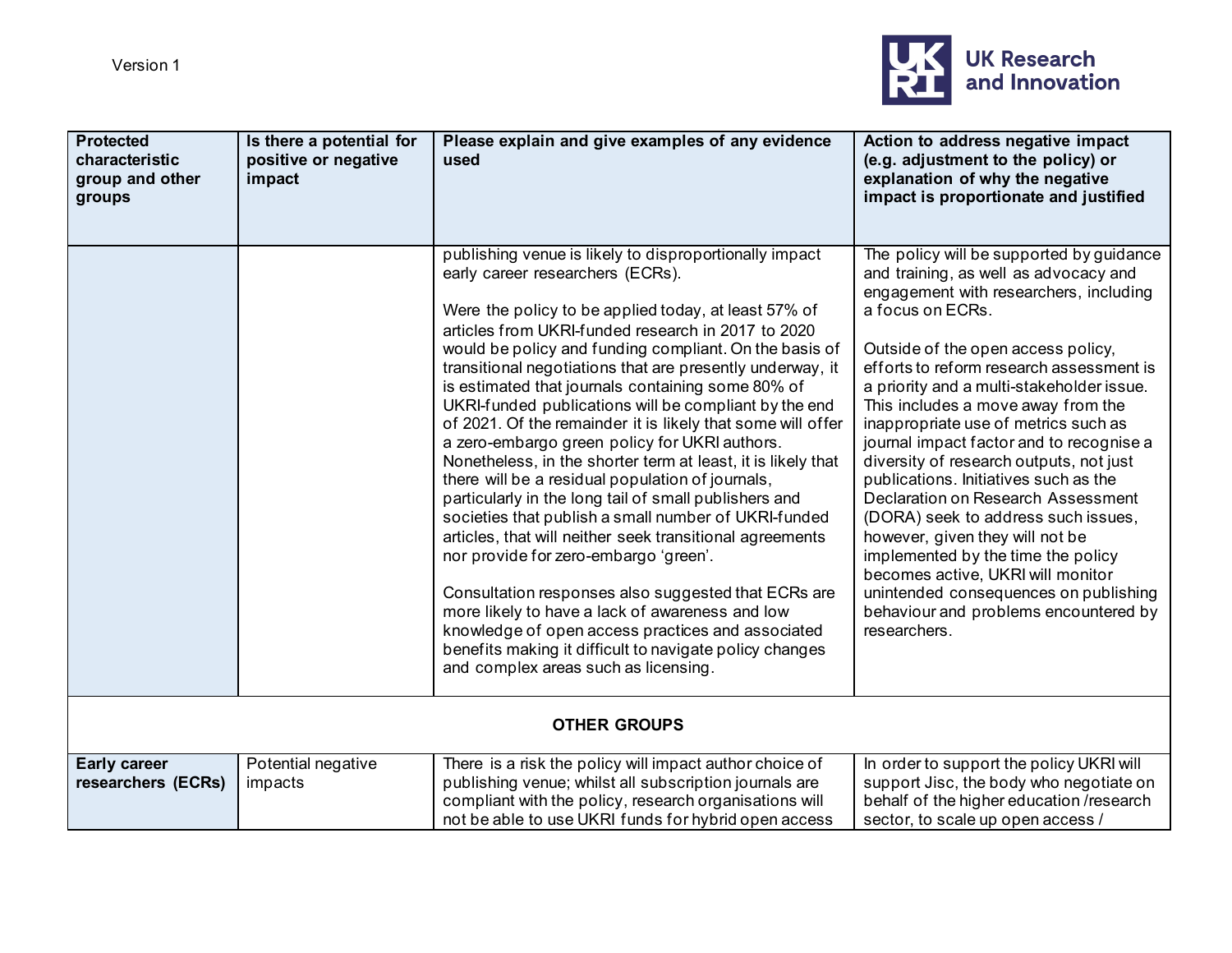| Protected characteristic group and other groups | Is there a potential for positive or negative impact | Please explain and give examples of any evidence used | Action to address negative impact (e.g. adjustment to the policy) or explanation of why the negative impact is proportionate and justified |
|---|---|---|---|
| | | publishing venue is likely to disproportionally impact early career researchers (ECRs).<br><br>Were the policy to be applied today, at least 57% of articles from UKRI-funded research in 2017 to 2020 would be policy and funding compliant. On the basis of transitional negotiations that are presently underway, it is estimated that journals containing some 80% of UKRI-funded publications will be compliant by the end of 2021. Of the remainder it is likely that some will offer a zero-embargo green policy for UKRI authors. Nonetheless, in the shorter term at least, it is likely that there will be a residual population of journals, particularly in the long tail of small publishers and societies that publish a small number of UKRI-funded articles, that will neither seek transitional agreements nor provide for zero-embargo 'green'.<br><br>Consultation responses also suggested that ECRs are more likely to have a lack of awareness and low knowledge of open access practices and associated benefits making it difficult to navigate policy changes and complex areas such as licensing. | The policy will be supported by guidance and training, as well as advocacy and engagement with researchers, including a focus on ECRs.<br><br>Outside of the open access policy, efforts to reform research assessment is a priority and a multi-stakeholder issue. This includes a move away from the inappropriate use of metrics such as journal impact factor and to recognise a diversity of research outputs, not just publications. Initiatives such as the Declaration on Research Assessment (DORA) seek to address such issues, however, given they will not be implemented by the time the policy becomes active, UKRI will monitor unintended consequences on publishing behaviour and problems encountered by researchers. |
| **OTHER GROUPS** | | | |
| **Early career researchers (ECRs)** | Potential negative impacts | There is a risk the policy will impact author choice of publishing venue; whilst all subscription journals are compliant with the policy, research organisations will not be able to use UKRI funds for hybrid open access | In order to support the policy UKRI will support Jisc, the body who negotiate on behalf of the higher education /research sector, to scale up open access / |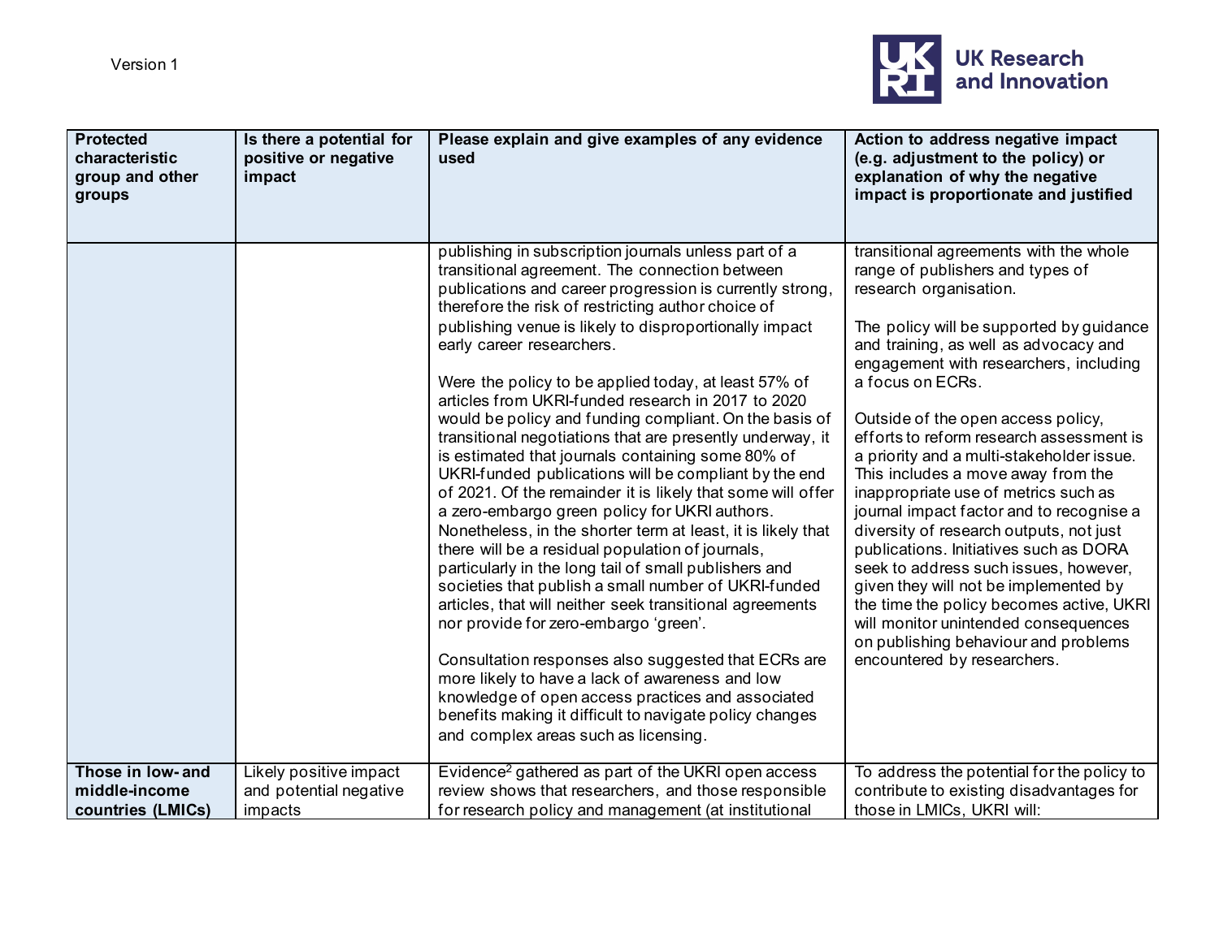| Protected characteristic group and other groups | Is there a potential for positive or negative impact | Please explain and give examples of any evidence used | Action to address negative impact (e.g. adjustment to the policy) or explanation of why the negative impact is proportionate and justified |
|---|---|---|---|
| | | publishing in subscription journals unless part of a transitional agreement. The connection between publications and career progression is currently strong, therefore the risk of restricting author choice of publishing venue is likely to disproportionally impact early career researchers.<br><br>Were the policy to be applied today, at least 57% of articles from UKRI-funded research in 2017 to 2020 would be policy and funding compliant. On the basis of transitional negotiations that are presently underway, it is estimated that journals containing some 80% of UKRI-funded publications will be compliant by the end of 2021. Of the remainder it is likely that some will offer a zero-embargo green policy for UKRI authors. Nonetheless, in the shorter term at least, it is likely that there will be a residual population of journals, particularly in the long tail of small publishers and societies that publish a small number of UKRI-funded articles, that will neither seek transitional agreements nor provide for zero-embargo 'green'.<br><br>Consultation responses also suggested that ECRs are more likely to have a lack of awareness and low knowledge of open access practices and associated benefits making it difficult to navigate policy changes and complex areas such as licensing. | transitional agreements with the whole range of publishers and types of research organisation.<br><br>The policy will be supported by guidance and training, as well as advocacy and engagement with researchers, including a focus on ECRs.<br><br>Outside of the open access policy, efforts to reform research assessment is a priority and a multi-stakeholder issue. This includes a move away from the inappropriate use of metrics such as journal impact factor and to recognise a diversity of research outputs, not just publications. Initiatives such as DORA seek to address such issues, however, given they will not be implemented by the time the policy becomes active, UKRI will monitor unintended consequences on publishing behaviour and problems encountered by researchers. |
| **Those in low- and middle-income countries (LMICs)** | Likely positive impact and potential negative impacts | Evidence[2] gathered as part of the UKRI open access review shows that researchers, and those responsible for research policy and management (at institutional | To address the potential for the policy to contribute to existing disadvantages for those in LMICs, UKRI will: |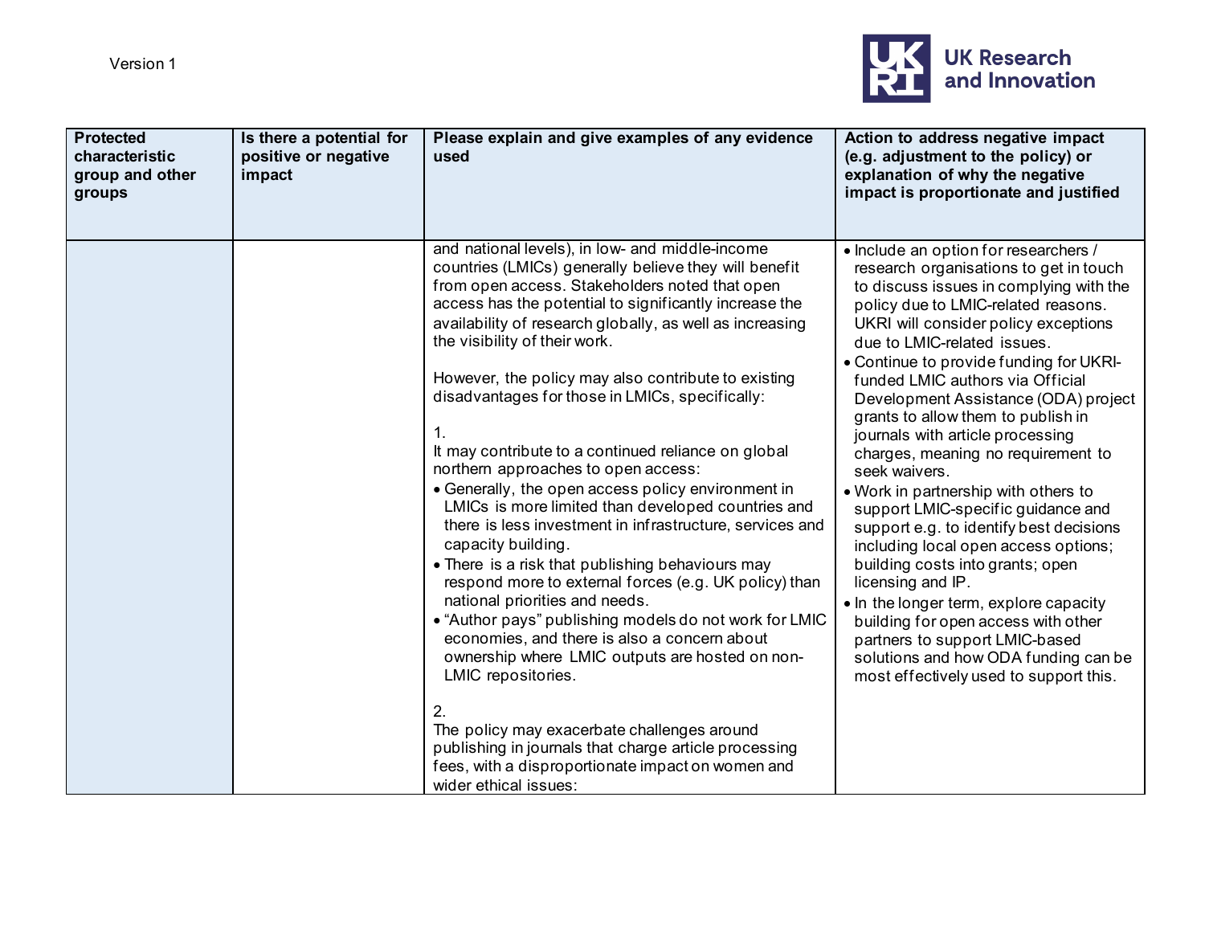| Protected characteristic group and other groups | Is there a potential for positive or negative impact | Please explain and give examples of any evidence used | Action to address negative impact (e.g. adjustment to the policy) or explanation of why the negative impact is proportionate and justified |
|---|---|---|---|
| | | and national levels), in low- and middle-income countries (LMICs) generally believe they will benefit from open access. Stakeholders noted that open access has the potential to significantly increase the availability of research globally, as well as increasing the visibility of their work.<br><br>However, the policy may also contribute to existing disadvantages for those in LMICs, specifically:<br><br>1.<br>It may contribute to a continued reliance on global northern approaches to open access:<br>• Generally, the open access policy environment in LMICs is more limited than developed countries and there is less investment in infrastructure, services and capacity building.<br>• There is a risk that publishing behaviours may respond more to external forces (e.g. UK policy) than national priorities and needs.<br>• "Author pays" publishing models do not work for LMIC economies, and there is also a concern about ownership where LMIC outputs are hosted on non-LMIC repositories.<br><br>2.<br>The policy may exacerbate challenges around publishing in journals that charge article processing fees, with a disproportionate impact on women and wider ethical issues: | • Include an option for researchers / research organisations to get in touch to discuss issues in complying with the policy due to LMIC-related reasons. UKRI will consider policy exceptions due to LMIC-related issues.<br>• Continue to provide funding for UKRI-funded LMIC authors via Official Development Assistance (ODA) project grants to allow them to publish in journals with article processing charges, meaning no requirement to seek waivers.<br>• Work in partnership with others to support LMIC-specific guidance and support e.g. to identify best decisions including local open access options; building costs into grants; open licensing and IP.<br>• In the longer term, explore capacity building for open access with other partners to support LMIC-based solutions and how ODA funding can be most effectively used to support this. |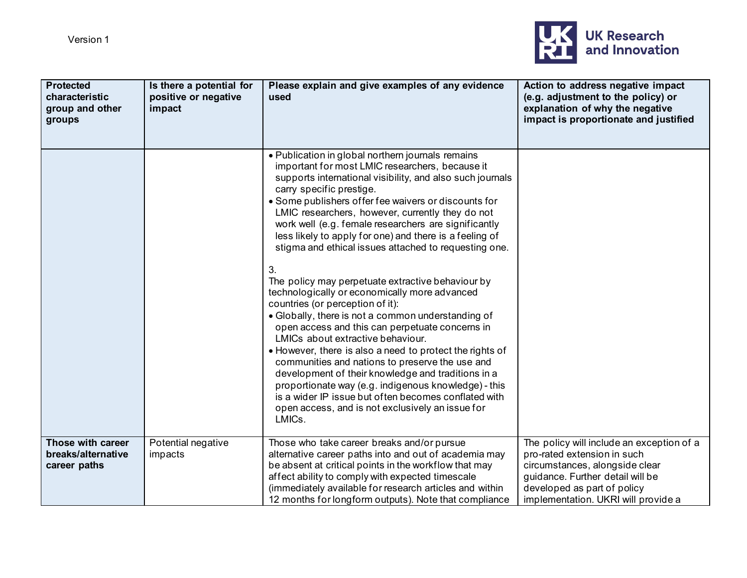| Protected characteristic group and other groups | Is there a potential for positive or negative impact | Please explain and give examples of any evidence used | Action to address negative impact (e.g. adjustment to the policy) or explanation of why the negative impact is proportionate and justified |
|---|---|---|---|
| | | • Publication in global northern journals remains important for most LMIC researchers, because it supports international visibility, and also such journals carry specific prestige.<br>• Some publishers offer fee waivers or discounts for LMIC researchers, however, currently they do not work well (e.g. female researchers are significantly less likely to apply for one) and there is a feeling of stigma and ethical issues attached to requesting one.<br><br>3.<br>The policy may perpetuate extractive behaviour by technologically or economically more advanced countries (or perception of it):<br>• Globally, there is not a common understanding of open access and this can perpetuate concerns in LMICs about extractive behaviour.<br>• However, there is also a need to protect the rights of communities and nations to preserve the use and development of their knowledge and traditions in a proportionate way (e.g. indigenous knowledge) - this is a wider IP issue but often becomes conflated with open access, and is not exclusively an issue for LMICs. | |
| **Those with career breaks/alternative career paths** | Potential negative impacts | Those who take career breaks and/or pursue alternative career paths into and out of academia may be absent at critical points in the workflow that may affect ability to comply with expected timescale (immediately available for research articles and within 12 months for longform outputs). Note that compliance | The policy will include an exception of a pro-rated extension in such circumstances, alongside clear guidance. Further detail will be developed as part of policy implementation. UKRI will provide a |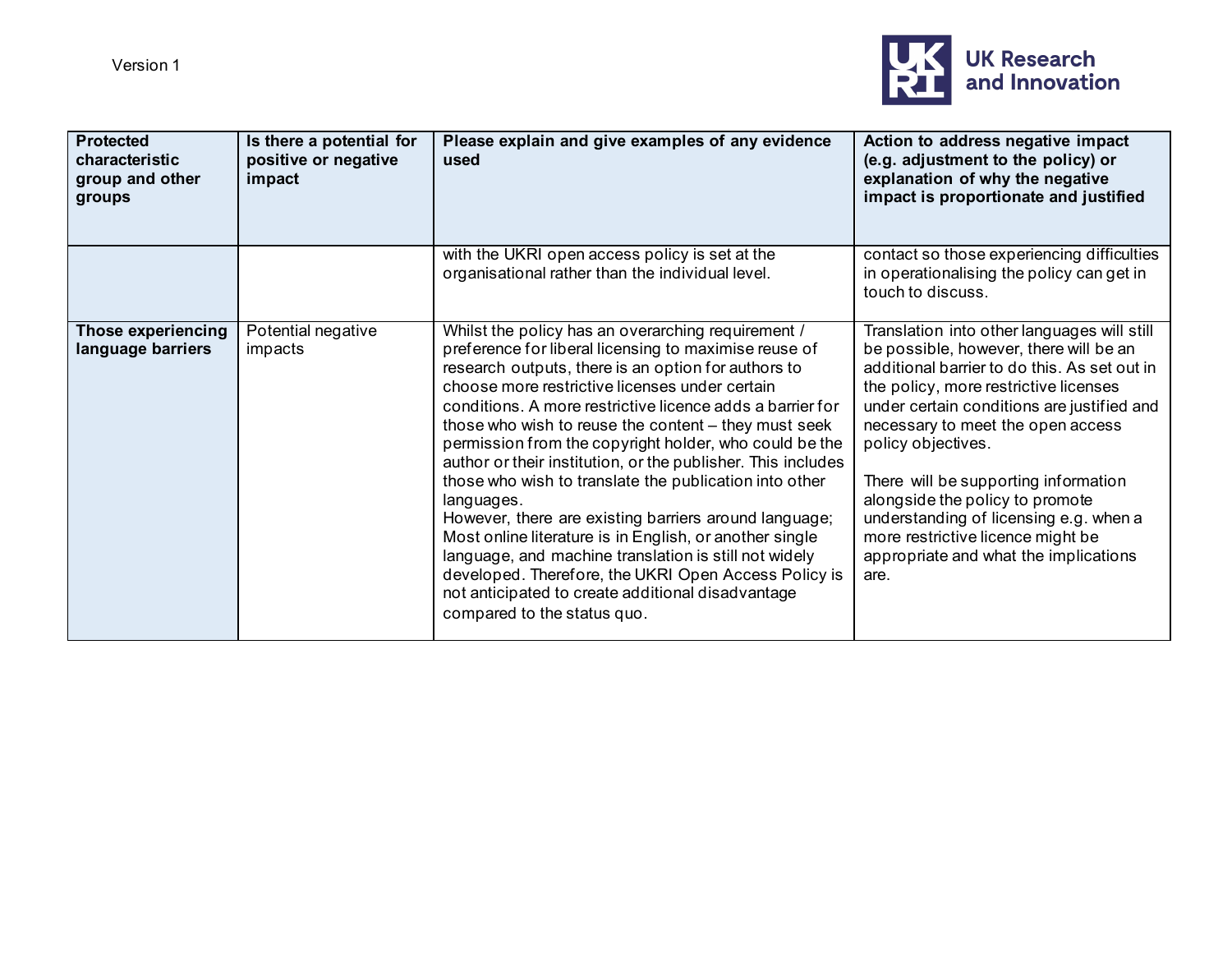| Protected characteristic group and other groups | Is there a potential for positive or negative impact | Please explain and give examples of any evidence used | Action to address negative impact (e.g. adjustment to the policy) or explanation of why the negative impact is proportionate and justified |
|---|---|---|---|
| | | with the UKRI open access policy is set at the organisational rather than the individual level. | contact so those experiencing difficulties in operationalising the policy can get in touch to discuss. |
| **Those experiencing language barriers** | Potential negative impacts | Whilst the policy has an overarching requirement / preference for liberal licensing to maximise reuse of research outputs, there is an option for authors to choose more restrictive licenses under certain conditions. A more restrictive licence adds a barrier for those who wish to reuse the content – they must seek permission from the copyright holder, who could be the author or their institution, or the publisher. This includes those who wish to translate the publication into other languages.<br>However, there are existing barriers around language; Most online literature is in English, or another single language, and machine translation is still not widely developed. Therefore, the UKRI Open Access Policy is not anticipated to create additional disadvantage compared to the status quo. | Translation into other languages will still be possible, however, there will be an additional barrier to do this. As set out in the policy, more restrictive licenses under certain conditions are justified and necessary to meet the open access policy objectives.<br><br>There will be supporting information alongside the policy to promote understanding of licensing e.g. when a more restrictive licence might be appropriate and what the implications are. |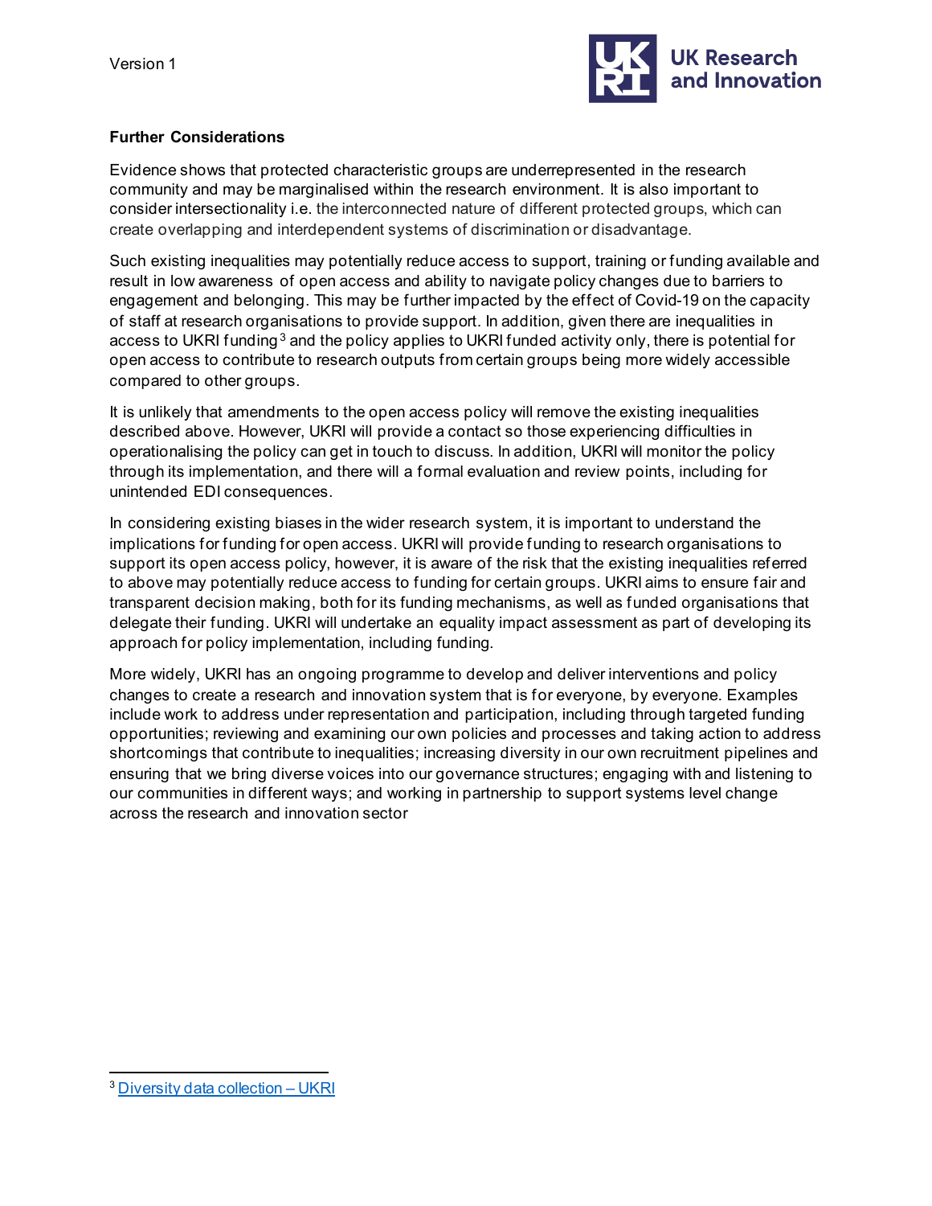**Further Considerations**

Evidence shows that protected characteristic groups are underrepresented in the research community and may be marginalised within the research environment. It is also important to consider intersectionality i.e. the interconnected nature of different protected groups, which can create overlapping and interdependent systems of discrimination or disadvantage.

Such existing inequalities may potentially reduce access to support, training or funding available and result in low awareness of open access and ability to navigate policy changes due to barriers to engagement and belonging. This may be further impacted by the effect of Covid-19 on the capacity of staff at research organisations to provide support. In addition, given there are inequalities in access to UKRI funding[3] and the policy applies to UKRI funded activity only, there is potential for open access to contribute to research outputs from certain groups being more widely accessible compared to other groups.

It is unlikely that amendments to the open access policy will remove the existing inequalities described above. However, UKRI will provide a contact so those experiencing difficulties in operationalising the policy can get in touch to discuss. In addition, UKRI will monitor the policy through its implementation, and there will a formal evaluation and review points, including for unintended EDI consequences.

In considering existing biases in the wider research system, it is important to understand the implications for funding for open access. UKRI will provide funding to research organisations to support its open access policy, however, it is aware of the risk that the existing inequalities referred to above may potentially reduce access to funding for certain groups. UKRI aims to ensure fair and transparent decision making, both for its funding mechanisms, as well as funded organisations that delegate their funding. UKRI will undertake an equality impact assessment as part of developing its approach for policy implementation, including funding.

More widely, UKRI has an ongoing programme to develop and deliver interventions and policy changes to create a research and innovation system that is for everyone, by everyone. Examples include work to address under representation and participation, including through targeted funding opportunities; reviewing and examining our own policies and processes and taking action to address shortcomings that contribute to inequalities; increasing diversity in our own recruitment pipelines and ensuring that we bring diverse voices into our governance structures; engaging with and listening to our communities in different ways; and working in partnership to support systems level change across the research and innovation sector

---

[3] Diversity data collection – UKRI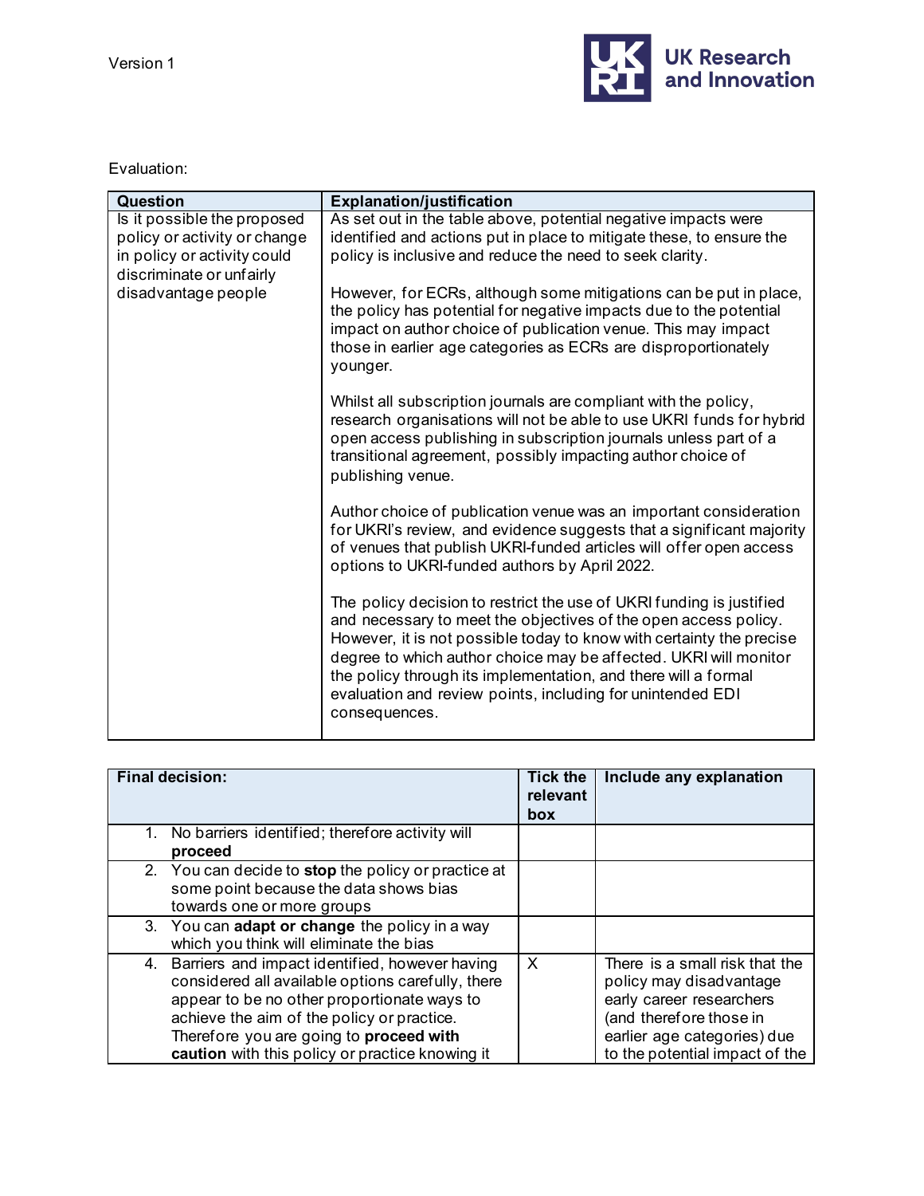Evaluation:

| Question | Explanation/justification |
|---|---|
| Is it possible the proposed policy or activity or change in policy or activity could discriminate or unfairly disadvantage people | As set out in the table above, potential negative impacts were identified and actions put in place to mitigate these, to ensure the policy is inclusive and reduce the need to seek clarity.<br><br>However, for ECRs, although some mitigations can be put in place, the policy has potential for negative impacts due to the potential impact on author choice of publication venue. This may impact those in earlier age categories as ECRs are disproportionately younger.<br><br>Whilst all subscription journals are compliant with the policy, research organisations will not be able to use UKRI funds for hybrid open access publishing in subscription journals unless part of a transitional agreement, possibly impacting author choice of publishing venue.<br><br>Author choice of publication venue was an important consideration for UKRI's review, and evidence suggests that a significant majority of venues that publish UKRI-funded articles will offer open access options to UKRI-funded authors by April 2022.<br><br>The policy decision to restrict the use of UKRI funding is justified and necessary to meet the objectives of the open access policy. However, it is not possible today to know with certainty the precise degree to which author choice may be affected. UKRI will monitor the policy through its implementation, and there will a formal evaluation and review points, including for unintended EDI consequences. |

| Final decision: | Tick the relevant box | Include any explanation |
|---|---|---|
| 1. No barriers identified; therefore activity will **proceed** | | |
| 2. You can decide to **stop** the policy or practice at some point because the data shows bias towards one or more groups | | |
| 3. You can **adapt or change** the policy in a way which you think will eliminate the bias | | |
| 4. Barriers and impact identified, however having considered all available options carefully, there appear to be no other proportionate ways to achieve the aim of the policy or practice. Therefore you are going to **proceed with caution** with this policy or practice knowing it | X | There is a small risk that the policy may disadvantage early career researchers (and therefore those in earlier age categories) due to the potential impact of the |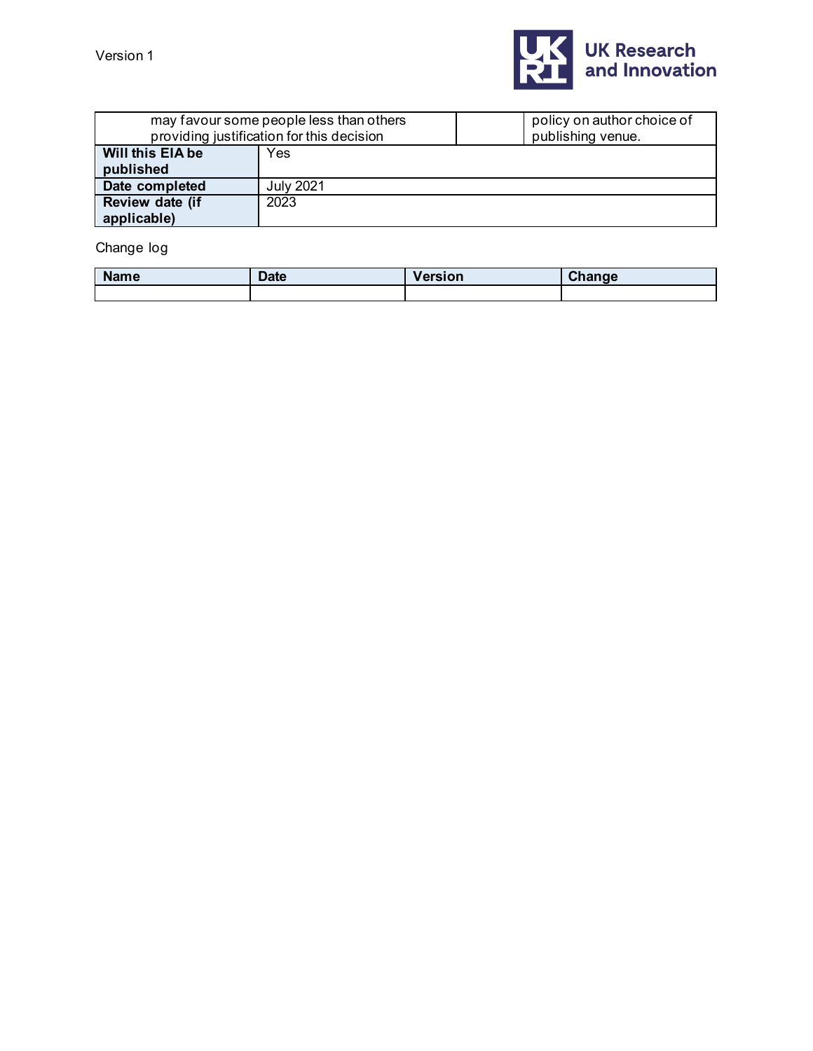| | | | |
|---|---|---|---|
| may favour some people less than others providing justification for this decision | | | policy on author choice of publishing venue. |

| | |
|---|---|
| **Will this EIA be published** | Yes |
| **Date completed** | July 2021 |
| **Review date (if applicable)** | 2023 |

Change log

| Name | Date | Version | Change |
|---|---|---|---|
| | | | |